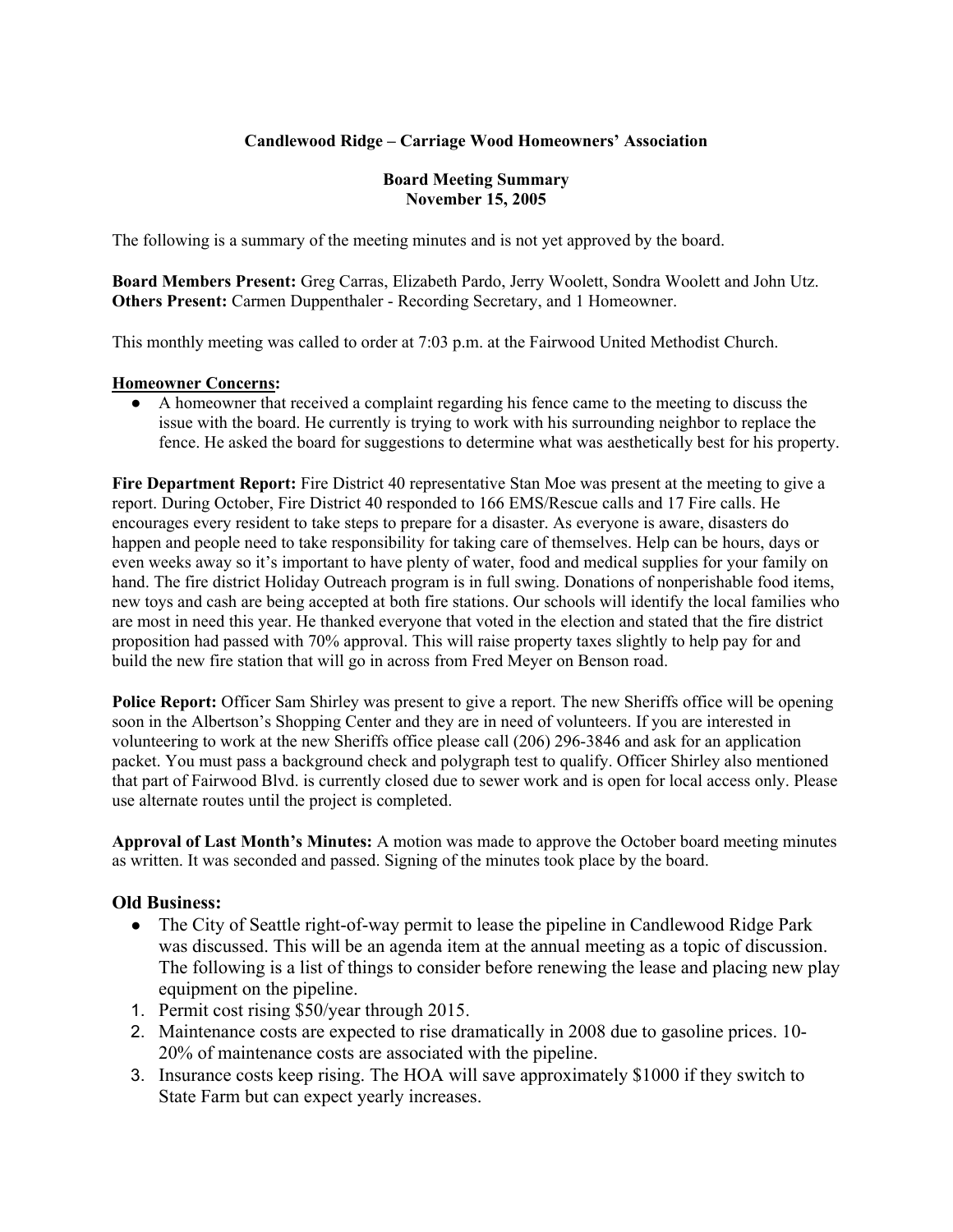**Candlewood Ridge – Carriage Wood Homeowners' Association**

**Board Meeting Summary**
**November 15, 2005**

The following is a summary of the meeting minutes and is not yet approved by the board.

**Board Members Present:** Greg Carras, Elizabeth Pardo, Jerry Woolett, Sondra Woolett and John Utz.
**Others Present:** Carmen Duppenthaler - Recording Secretary, and 1 Homeowner.

This monthly meeting was called to order at 7:03 p.m. at the Fairwood United Methodist Church.

**Homeowner Concerns:**

- A homeowner that received a complaint regarding his fence came to the meeting to discuss the issue with the board. He currently is trying to work with his surrounding neighbor to replace the fence. He asked the board for suggestions to determine what was aesthetically best for his property.

**Fire Department Report:** Fire District 40 representative Stan Moe was present at the meeting to give a report. During October, Fire District 40 responded to 166 EMS/Rescue calls and 17 Fire calls. He encourages every resident to take steps to prepare for a disaster. As everyone is aware, disasters do happen and people need to take responsibility for taking care of themselves. Help can be hours, days or even weeks away so it's important to have plenty of water, food and medical supplies for your family on hand. The fire district Holiday Outreach program is in full swing. Donations of nonperishable food items, new toys and cash are being accepted at both fire stations. Our schools will identify the local families who are most in need this year. He thanked everyone that voted in the election and stated that the fire district proposition had passed with 70% approval. This will raise property taxes slightly to help pay for and build the new fire station that will go in across from Fred Meyer on Benson road.

**Police Report:** Officer Sam Shirley was present to give a report. The new Sheriffs office will be opening soon in the Albertson's Shopping Center and they are in need of volunteers. If you are interested in volunteering to work at the new Sheriffs office please call (206) 296-3846 and ask for an application packet. You must pass a background check and polygraph test to qualify. Officer Shirley also mentioned that part of Fairwood Blvd. is currently closed due to sewer work and is open for local access only. Please use alternate routes until the project is completed.

**Approval of Last Month's Minutes:** A motion was made to approve the October board meeting minutes as written. It was seconded and passed. Signing of the minutes took place by the board.

## Old Business:

- The City of Seattle right-of-way permit to lease the pipeline in Candlewood Ridge Park was discussed. This will be an agenda item at the annual meeting as a topic of discussion. The following is a list of things to consider before renewing the lease and placing new play equipment on the pipeline.

1. Permit cost rising $50/year through 2015.
2. Maintenance costs are expected to rise dramatically in 2008 due to gasoline prices. 10-20% of maintenance costs are associated with the pipeline.
3. Insurance costs keep rising. The HOA will save approximately $1000 if they switch to State Farm but can expect yearly increases.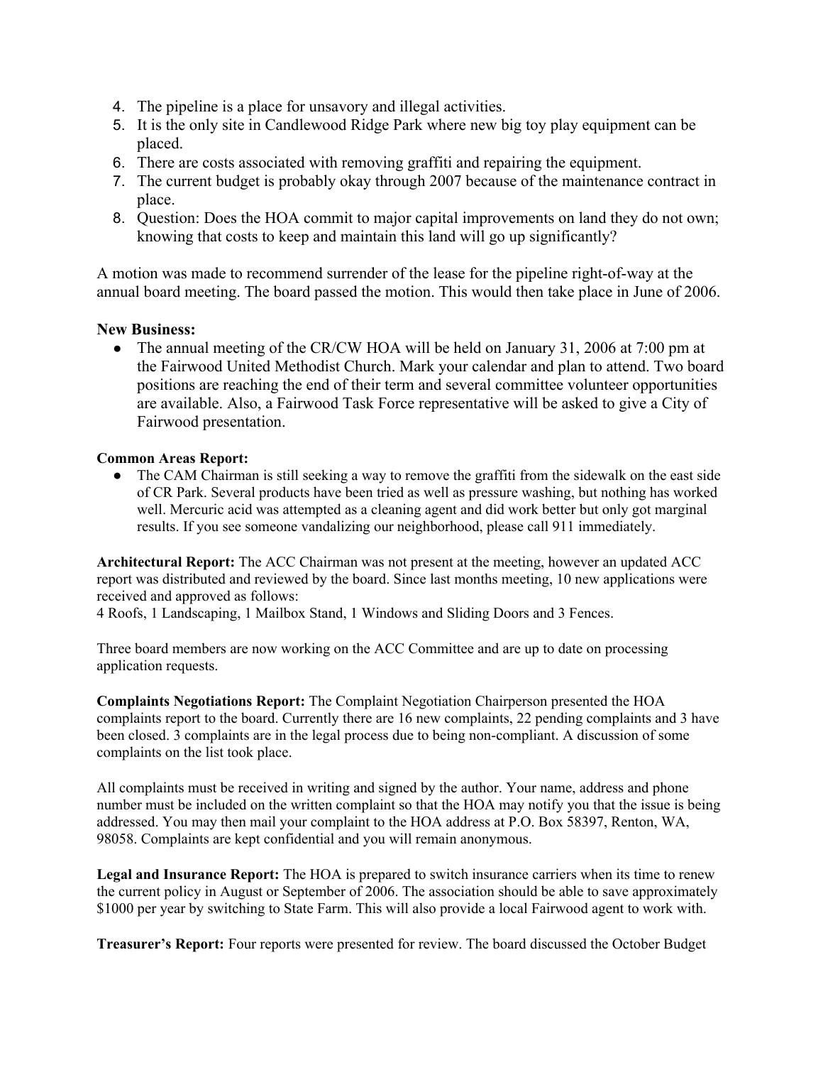4. The pipeline is a place for unsavory and illegal activities.
5. It is the only site in Candlewood Ridge Park where new big toy play equipment can be placed.
6. There are costs associated with removing graffiti and repairing the equipment.
7. The current budget is probably okay through 2007 because of the maintenance contract in place.
8. Question: Does the HOA commit to major capital improvements on land they do not own; knowing that costs to keep and maintain this land will go up significantly?

A motion was made to recommend surrender of the lease for the pipeline right-of-way at the annual board meeting. The board passed the motion. This would then take place in June of 2006.

**New Business:**

- The annual meeting of the CR/CW HOA will be held on January 31, 2006 at 7:00 pm at the Fairwood United Methodist Church. Mark your calendar and plan to attend. Two board positions are reaching the end of their term and several committee volunteer opportunities are available. Also, a Fairwood Task Force representative will be asked to give a City of Fairwood presentation.

**Common Areas Report:**

- The CAM Chairman is still seeking a way to remove the graffiti from the sidewalk on the east side of CR Park. Several products have been tried as well as pressure washing, but nothing has worked well. Mercuric acid was attempted as a cleaning agent and did work better but only got marginal results. If you see someone vandalizing our neighborhood, please call 911 immediately.

**Architectural Report:** The ACC Chairman was not present at the meeting, however an updated ACC report was distributed and reviewed by the board. Since last months meeting, 10 new applications were received and approved as follows:
4 Roofs, 1 Landscaping, 1 Mailbox Stand, 1 Windows and Sliding Doors and 3 Fences.

Three board members are now working on the ACC Committee and are up to date on processing application requests.

**Complaints Negotiations Report:** The Complaint Negotiation Chairperson presented the HOA complaints report to the board. Currently there are 16 new complaints, 22 pending complaints and 3 have been closed. 3 complaints are in the legal process due to being non-compliant. A discussion of some complaints on the list took place.

All complaints must be received in writing and signed by the author. Your name, address and phone number must be included on the written complaint so that the HOA may notify you that the issue is being addressed. You may then mail your complaint to the HOA address at P.O. Box 58397, Renton, WA, 98058. Complaints are kept confidential and you will remain anonymous.

**Legal and Insurance Report:** The HOA is prepared to switch insurance carriers when its time to renew the current policy in August or September of 2006. The association should be able to save approximately $1000 per year by switching to State Farm. This will also provide a local Fairwood agent to work with.

**Treasurer's Report:** Four reports were presented for review. The board discussed the October Budget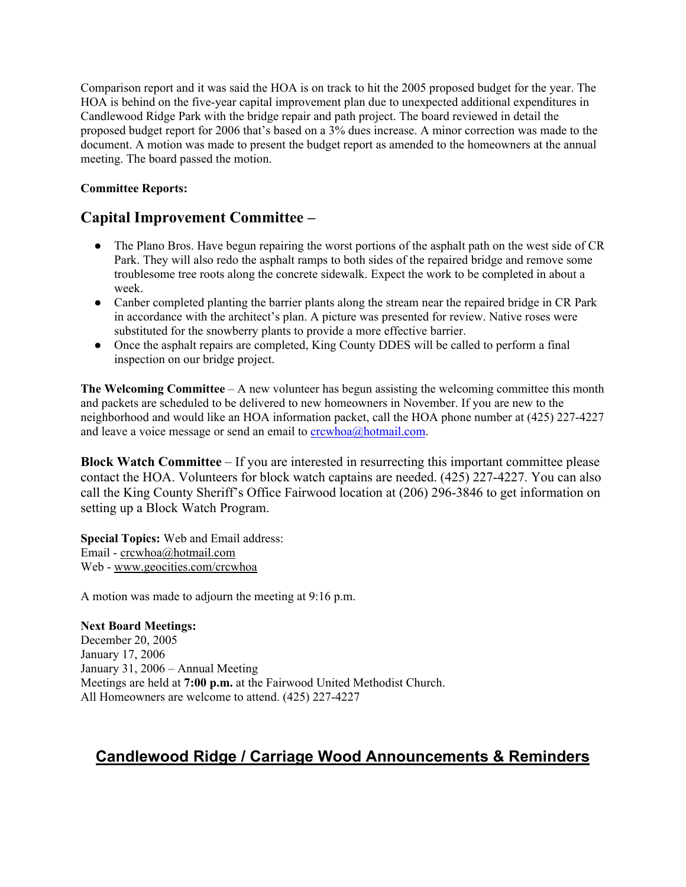Comparison report and it was said the HOA is on track to hit the 2005 proposed budget for the year. The HOA is behind on the five-year capital improvement plan due to unexpected additional expenditures in Candlewood Ridge Park with the bridge repair and path project. The board reviewed in detail the proposed budget report for 2006 that's based on a 3% dues increase. A minor correction was made to the document. A motion was made to present the budget report as amended to the homeowners at the annual meeting. The board passed the motion.

**Committee Reports:**

## Capital Improvement Committee –

- The Plano Bros. Have begun repairing the worst portions of the asphalt path on the west side of CR Park. They will also redo the asphalt ramps to both sides of the repaired bridge and remove some troublesome tree roots along the concrete sidewalk. Expect the work to be completed in about a week.
- Canber completed planting the barrier plants along the stream near the repaired bridge in CR Park in accordance with the architect's plan. A picture was presented for review. Native roses were substituted for the snowberry plants to provide a more effective barrier.
- Once the asphalt repairs are completed, King County DDES will be called to perform a final inspection on our bridge project.

**The Welcoming Committee** – A new volunteer has begun assisting the welcoming committee this month and packets are scheduled to be delivered to new homeowners in November. If you are new to the neighborhood and would like an HOA information packet, call the HOA phone number at (425) 227-4227 and leave a voice message or send an email to crcwhoa@hotmail.com.

**Block Watch Committee** – If you are interested in resurrecting this important committee please contact the HOA. Volunteers for block watch captains are needed. (425) 227-4227. You can also call the King County Sheriff's Office Fairwood location at (206) 296-3846 to get information on setting up a Block Watch Program.

**Special Topics:** Web and Email address:
Email - crcwhoa@hotmail.com
Web - www.geocities.com/crcwhoa

A motion was made to adjourn the meeting at 9:16 p.m.

**Next Board Meetings:**
December 20, 2005
January 17, 2006
January 31, 2006 – Annual Meeting
Meetings are held at **7:00 p.m.** at the Fairwood United Methodist Church.
All Homeowners are welcome to attend. (425) 227-4227

## Candlewood Ridge / Carriage Wood Announcements & Reminders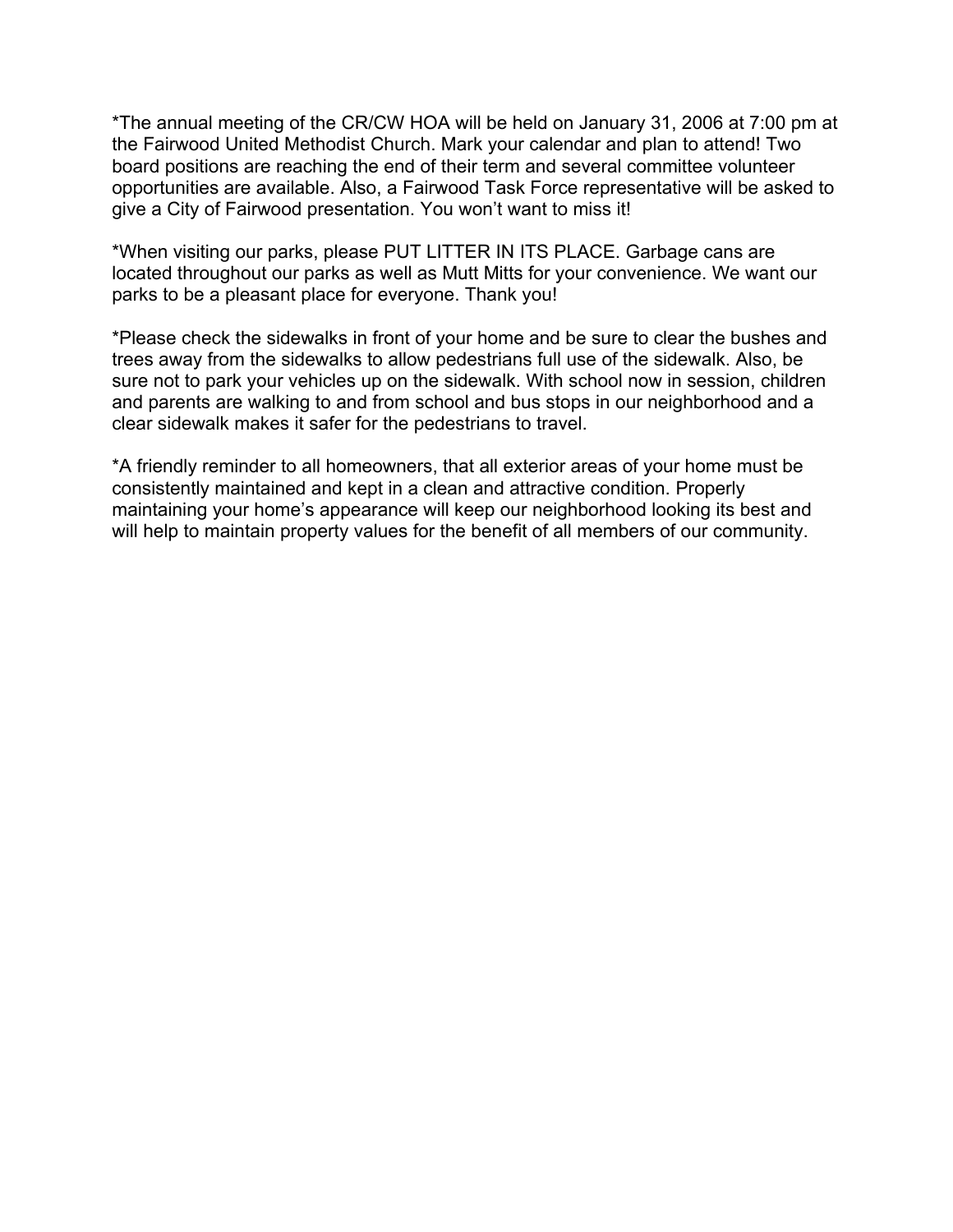*The annual meeting of the CR/CW HOA will be held on January 31, 2006 at 7:00 pm at the Fairwood United Methodist Church. Mark your calendar and plan to attend! Two board positions are reaching the end of their term and several committee volunteer opportunities are available. Also, a Fairwood Task Force representative will be asked to give a City of Fairwood presentation. You won't want to miss it!

*When visiting our parks, please PUT LITTER IN ITS PLACE. Garbage cans are located throughout our parks as well as Mutt Mitts for your convenience. We want our parks to be a pleasant place for everyone. Thank you!

*Please check the sidewalks in front of your home and be sure to clear the bushes and trees away from the sidewalks to allow pedestrians full use of the sidewalk. Also, be sure not to park your vehicles up on the sidewalk. With school now in session, children and parents are walking to and from school and bus stops in our neighborhood and a clear sidewalk makes it safer for the pedestrians to travel.

*A friendly reminder to all homeowners, that all exterior areas of your home must be consistently maintained and kept in a clean and attractive condition. Properly maintaining your home's appearance will keep our neighborhood looking its best and will help to maintain property values for the benefit of all members of our community.